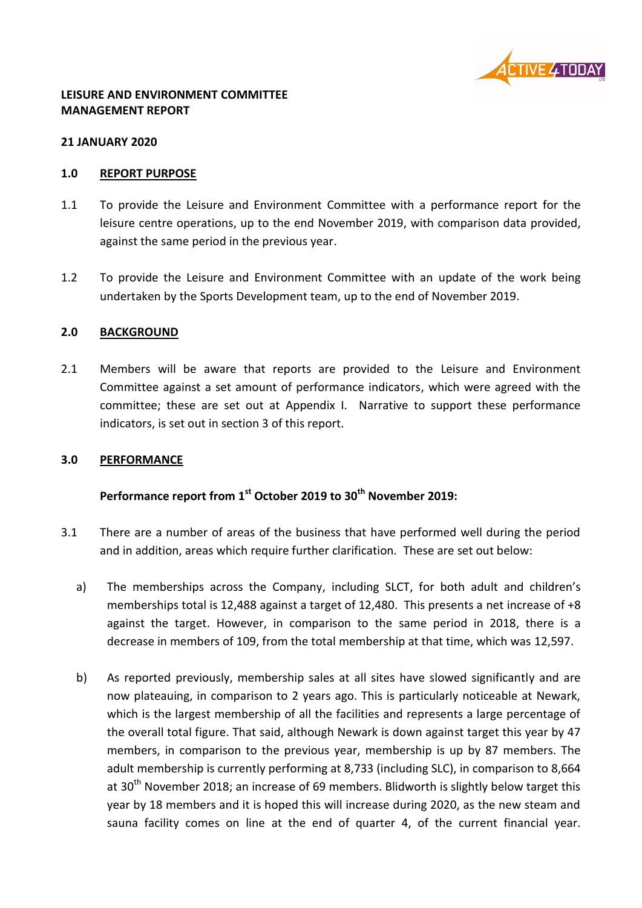**LEISURE AND ENVIRONMENT COMMITTEE**
**MANAGEMENT REPORT**

**21 JANUARY 2020**

## 1.0 REPORT PURPOSE

1.1 To provide the Leisure and Environment Committee with a performance report for the leisure centre operations, up to the end November 2019, with comparison data provided, against the same period in the previous year.

1.2 To provide the Leisure and Environment Committee with an update of the work being undertaken by the Sports Development team, up to the end of November 2019.

## 2.0 BACKGROUND

2.1 Members will be aware that reports are provided to the Leisure and Environment Committee against a set amount of performance indicators, which were agreed with the committee; these are set out at Appendix I. Narrative to support these performance indicators, is set out in section 3 of this report.

## 3.0 PERFORMANCE

**Performance report from 1st October 2019 to 30th November 2019:**

3.1 There are a number of areas of the business that have performed well during the period and in addition, areas which require further clarification. These are set out below:

a) The memberships across the Company, including SLCT, for both adult and children's memberships total is 12,488 against a target of 12,480. This presents a net increase of +8 against the target. However, in comparison to the same period in 2018, there is a decrease in members of 109, from the total membership at that time, which was 12,597.

b) As reported previously, membership sales at all sites have slowed significantly and are now plateauing, in comparison to 2 years ago. This is particularly noticeable at Newark, which is the largest membership of all the facilities and represents a large percentage of the overall total figure. That said, although Newark is down against target this year by 47 members, in comparison to the previous year, membership is up by 87 members. The adult membership is currently performing at 8,733 (including SLC), in comparison to 8,664 at 30th November 2018; an increase of 69 members. Blidworth is slightly below target this year by 18 members and it is hoped this will increase during 2020, as the new steam and sauna facility comes on line at the end of quarter 4, of the current financial year.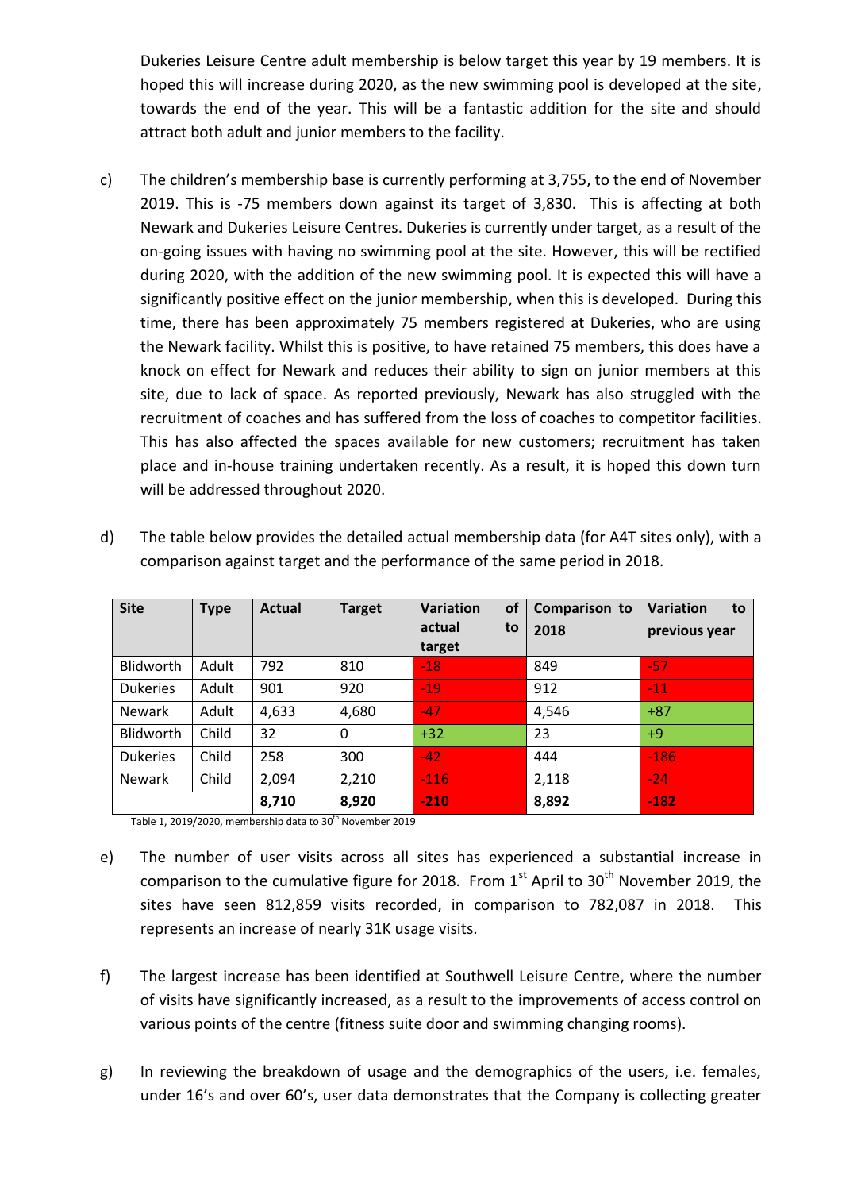Dukeries Leisure Centre adult membership is below target this year by 19 members. It is hoped this will increase during 2020, as the new swimming pool is developed at the site, towards the end of the year. This will be a fantastic addition for the site and should attract both adult and junior members to the facility.

c) The children's membership base is currently performing at 3,755, to the end of November 2019. This is -75 members down against its target of 3,830. This is affecting at both Newark and Dukeries Leisure Centres. Dukeries is currently under target, as a result of the on-going issues with having no swimming pool at the site. However, this will be rectified during 2020, with the addition of the new swimming pool. It is expected this will have a significantly positive effect on the junior membership, when this is developed. During this time, there has been approximately 75 members registered at Dukeries, who are using the Newark facility. Whilst this is positive, to have retained 75 members, this does have a knock on effect for Newark and reduces their ability to sign on junior members at this site, due to lack of space. As reported previously, Newark has also struggled with the recruitment of coaches and has suffered from the loss of coaches to competitor facilities. This has also affected the spaces available for new customers; recruitment has taken place and in-house training undertaken recently. As a result, it is hoped this down turn will be addressed throughout 2020.

d) The table below provides the detailed actual membership data (for A4T sites only), with a comparison against target and the performance of the same period in 2018.

| Site | Type | Actual | Target | Variation of actual to target | Comparison to 2018 | Variation to previous year |
|---|---|---|---|---|---|---|
| Blidworth | Adult | 792 | 810 | -18 | 849 | -57 |
| Dukeries | Adult | 901 | 920 | -19 | 912 | -11 |
| Newark | Adult | 4,633 | 4,680 | -47 | 4,546 | +87 |
| Blidworth | Child | 32 | 0 | +32 | 23 | +9 |
| Dukeries | Child | 258 | 300 | -42 | 444 | -186 |
| Newark | Child | 2,094 | 2,210 | -116 | 2,118 | -24 |
| | | **8,710** | **8,920** | **-210** | **8,892** | **-182** |

Table 1, 2019/2020, membership data to 30th November 2019

e) The number of user visits across all sites has experienced a substantial increase in comparison to the cumulative figure for 2018. From 1st April to 30th November 2019, the sites have seen 812,859 visits recorded, in comparison to 782,087 in 2018. This represents an increase of nearly 31K usage visits.

f) The largest increase has been identified at Southwell Leisure Centre, where the number of visits have significantly increased, as a result to the improvements of access control on various points of the centre (fitness suite door and swimming changing rooms).

g) In reviewing the breakdown of usage and the demographics of the users, i.e. females, under 16's and over 60's, user data demonstrates that the Company is collecting greater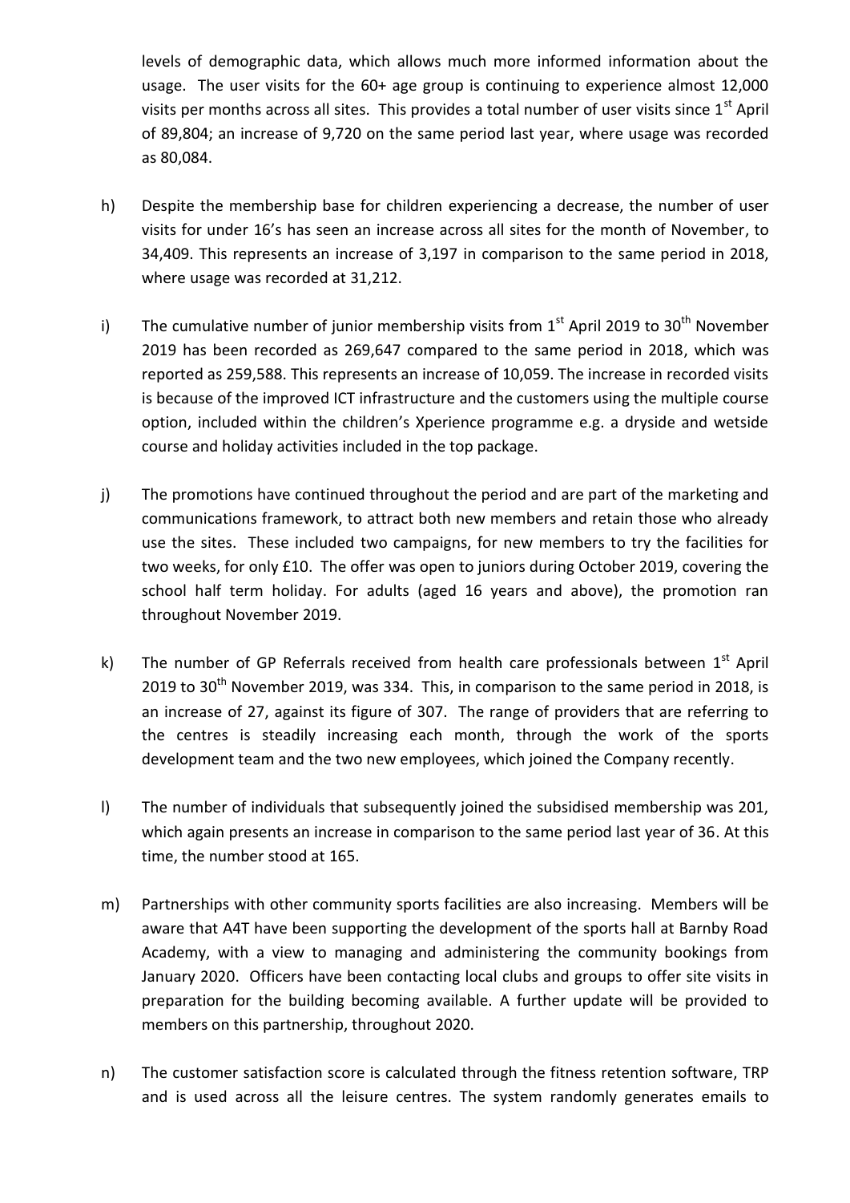levels of demographic data, which allows much more informed information about the usage. The user visits for the 60+ age group is continuing to experience almost 12,000 visits per months across all sites. This provides a total number of user visits since 1st April of 89,804; an increase of 9,720 on the same period last year, where usage was recorded as 80,084.

h) Despite the membership base for children experiencing a decrease, the number of user visits for under 16's has seen an increase across all sites for the month of November, to 34,409. This represents an increase of 3,197 in comparison to the same period in 2018, where usage was recorded at 31,212.

i) The cumulative number of junior membership visits from 1st April 2019 to 30th November 2019 has been recorded as 269,647 compared to the same period in 2018, which was reported as 259,588. This represents an increase of 10,059. The increase in recorded visits is because of the improved ICT infrastructure and the customers using the multiple course option, included within the children's Xperience programme e.g. a dryside and wetside course and holiday activities included in the top package.

j) The promotions have continued throughout the period and are part of the marketing and communications framework, to attract both new members and retain those who already use the sites. These included two campaigns, for new members to try the facilities for two weeks, for only £10. The offer was open to juniors during October 2019, covering the school half term holiday. For adults (aged 16 years and above), the promotion ran throughout November 2019.

k) The number of GP Referrals received from health care professionals between 1st April 2019 to 30th November 2019, was 334. This, in comparison to the same period in 2018, is an increase of 27, against its figure of 307. The range of providers that are referring to the centres is steadily increasing each month, through the work of the sports development team and the two new employees, which joined the Company recently.

l) The number of individuals that subsequently joined the subsidised membership was 201, which again presents an increase in comparison to the same period last year of 36. At this time, the number stood at 165.

m) Partnerships with other community sports facilities are also increasing. Members will be aware that A4T have been supporting the development of the sports hall at Barnby Road Academy, with a view to managing and administering the community bookings from January 2020. Officers have been contacting local clubs and groups to offer site visits in preparation for the building becoming available. A further update will be provided to members on this partnership, throughout 2020.

n) The customer satisfaction score is calculated through the fitness retention software, TRP and is used across all the leisure centres. The system randomly generates emails to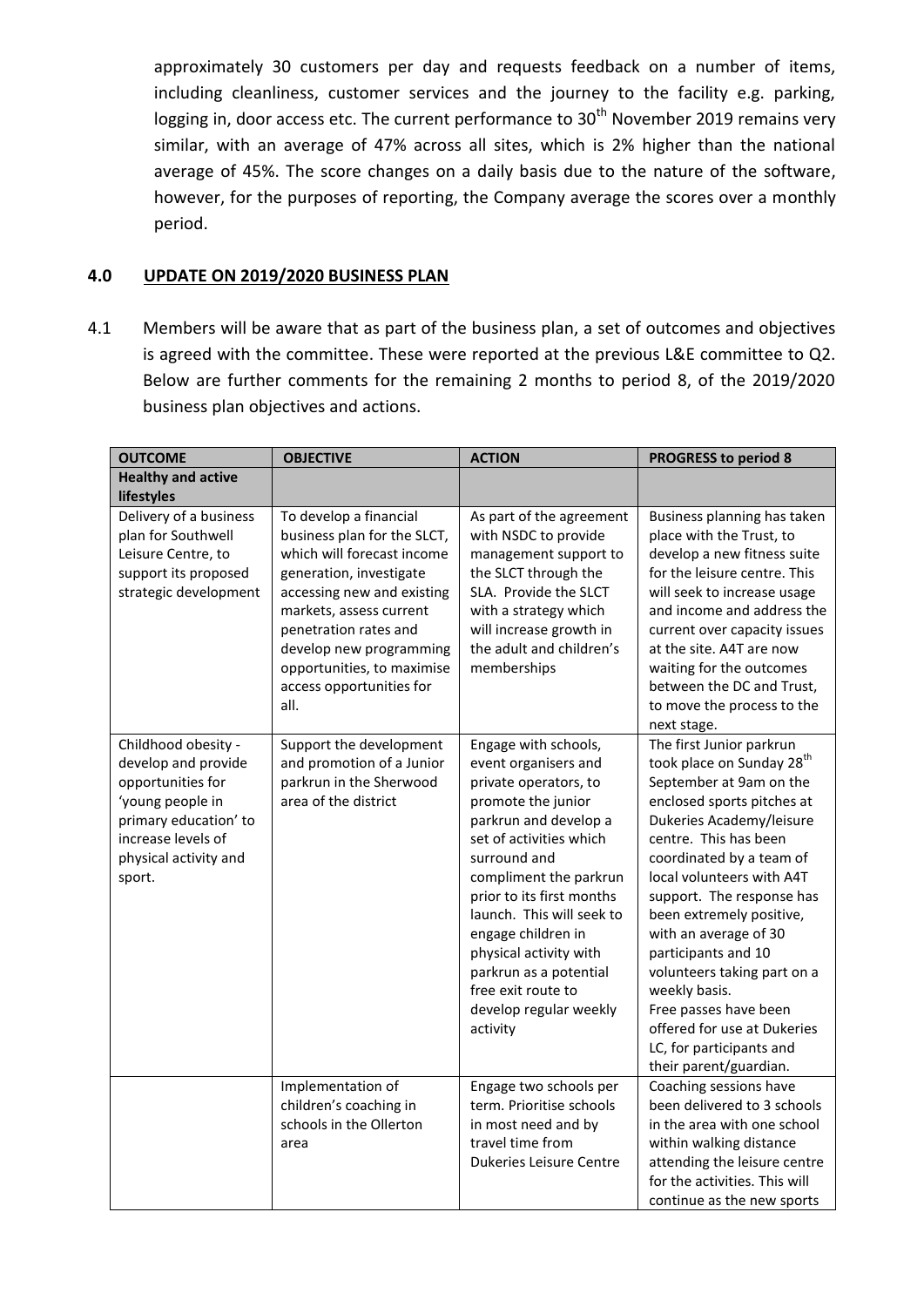approximately 30 customers per day and requests feedback on a number of items, including cleanliness, customer services and the journey to the facility e.g. parking, logging in, door access etc. The current performance to 30th November 2019 remains very similar, with an average of 47% across all sites, which is 2% higher than the national average of 45%. The score changes on a daily basis due to the nature of the software, however, for the purposes of reporting, the Company average the scores over a monthly period.

## 4.0 UPDATE ON 2019/2020 BUSINESS PLAN

4.1 Members will be aware that as part of the business plan, a set of outcomes and objectives is agreed with the committee. These were reported at the previous L&E committee to Q2. Below are further comments for the remaining 2 months to period 8, of the 2019/2020 business plan objectives and actions.

| OUTCOME | OBJECTIVE | ACTION | PROGRESS to period 8 |
|---|---|---|---|
| **Healthy and active lifestyles** | | | |
| Delivery of a business plan for Southwell Leisure Centre, to support its proposed strategic development | To develop a financial business plan for the SLCT, which will forecast income generation, investigate accessing new and existing markets, assess current penetration rates and develop new programming opportunities, to maximise access opportunities for all. | As part of the agreement with NSDC to provide management support to the SLCT through the SLA. Provide the SLCT with a strategy which will increase growth in the adult and children's memberships | Business planning has taken place with the Trust, to develop a new fitness suite for the leisure centre. This will seek to increase usage and income and address the current over capacity issues at the site. A4T are now waiting for the outcomes between the DC and Trust, to move the process to the next stage. |
| Childhood obesity - develop and provide opportunities for 'young people in primary education' to increase levels of physical activity and sport. | Support the development and promotion of a Junior parkrun in the Sherwood area of the district | Engage with schools, event organisers and private operators, to promote the junior parkrun and develop a set of activities which surround and compliment the parkrun prior to its first months launch. This will seek to engage children in physical activity with parkrun as a potential free exit route to develop regular weekly activity | The first Junior parkrun took place on Sunday 28th September at 9am on the enclosed sports pitches at Dukeries Academy/leisure centre. This has been coordinated by a team of local volunteers with A4T support. The response has been extremely positive, with an average of 30 participants and 10 volunteers taking part on a weekly basis. Free passes have been offered for use at Dukeries LC, for participants and their parent/guardian. |
| | Implementation of children's coaching in schools in the Ollerton area | Engage two schools per term. Prioritise schools in most need and by travel time from Dukeries Leisure Centre | Coaching sessions have been delivered to 3 schools in the area with one school within walking distance attending the leisure centre for the activities. This will continue as the new sports |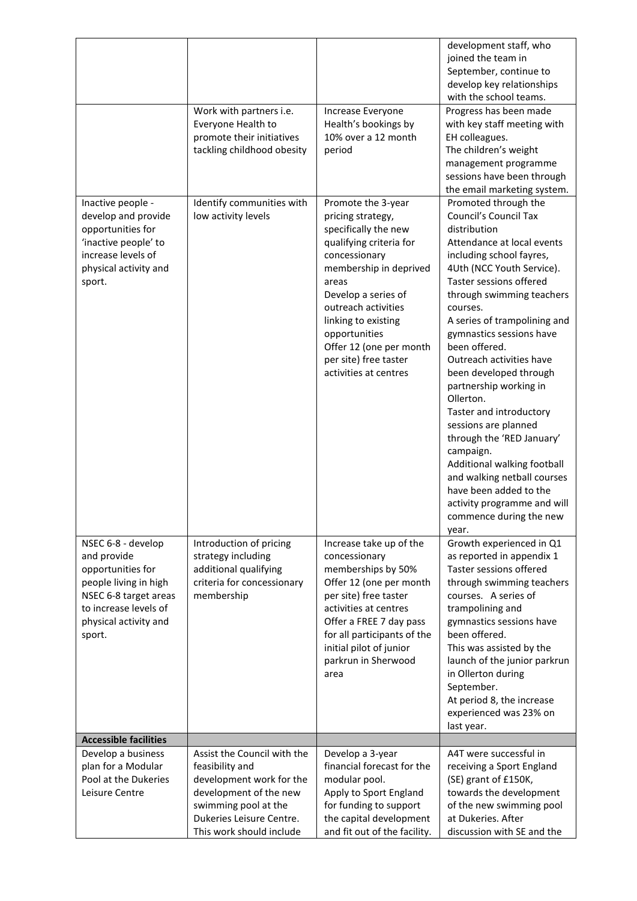| | | | |
|---|---|---|---|
| | | | development staff, who joined the team in September, continue to develop key relationships with the school teams. |
| | Work with partners i.e. Everyone Health to promote their initiatives tackling childhood obesity | Increase Everyone Health's bookings by 10% over a 12 month period | Progress has been made with key staff meeting with EH colleagues.<br>The children's weight management programme sessions have been through the email marketing system. |
| Inactive people - develop and provide opportunities for 'inactive people' to increase levels of physical activity and sport. | Identify communities with low activity levels | Promote the 3-year pricing strategy, specifically the new qualifying criteria for concessionary membership in deprived areas<br>Develop a series of outreach activities linking to existing opportunities<br>Offer 12 (one per month per site) free taster activities at centres | Promoted through the Council's Council Tax distribution<br>Attendance at local events including school fayres, 4Uth (NCC Youth Service).<br>Taster sessions offered through swimming teachers courses.<br>A series of trampolining and gymnastics sessions have been offered.<br>Outreach activities have been developed through partnership working in Ollerton.<br>Taster and introductory sessions are planned through the 'RED January' campaign.<br>Additional walking football and walking netball courses have been added to the activity programme and will commence during the new year. |
| NSEC 6-8 - develop and provide opportunities for people living in high NSEC 6-8 target areas to increase levels of physical activity and sport. | Introduction of pricing strategy including additional qualifying criteria for concessionary membership | Increase take up of the concessionary memberships by 50%<br>Offer 12 (one per month per site) free taster activities at centres<br>Offer a FREE 7 day pass for all participants of the initial pilot of junior parkrun in Sherwood area | Growth experienced in Q1 as reported in appendix 1<br>Taster sessions offered through swimming teachers courses. A series of trampolining and gymnastics sessions have been offered.<br>This was assisted by the launch of the junior parkrun in Ollerton during September.<br>At period 8, the increase experienced was 23% on last year. |
| **Accessible facilities** | | | |
| Develop a business plan for a Modular Pool at the Dukeries Leisure Centre | Assist the Council with the feasibility and development work for the development of the new swimming pool at the Dukeries Leisure Centre. This work should include | Develop a 3-year financial forecast for the modular pool.<br>Apply to Sport England for funding to support the capital development and fit out of the facility. | A4T were successful in receiving a Sport England (SE) grant of £150K, towards the development of the new swimming pool at Dukeries. After discussion with SE and the |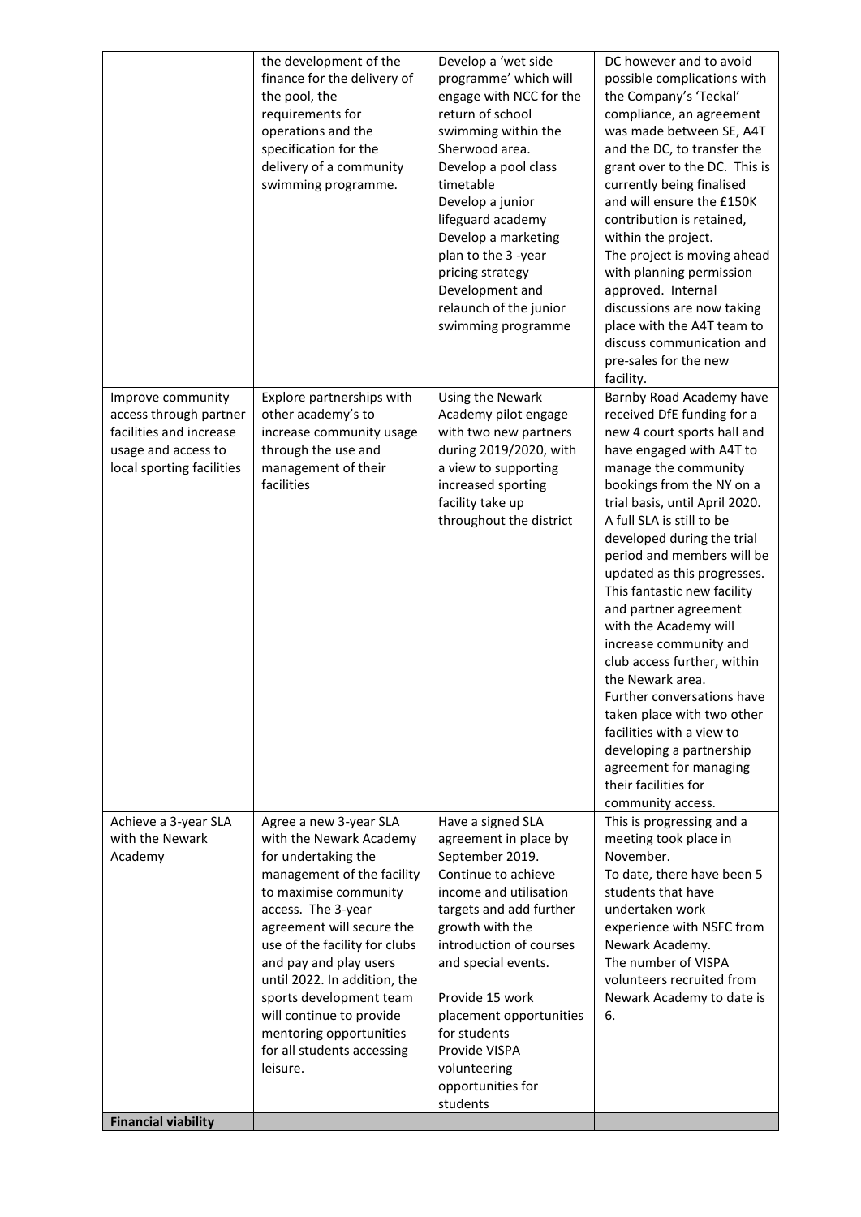| | | | |
|---|---|---|---|
| | the development of the finance for the delivery of the pool, the requirements for operations and the specification for the delivery of a community swimming programme. | Develop a 'wet side programme' which will engage with NCC for the return of school swimming within the Sherwood area.<br>Develop a pool class timetable<br>Develop a junior lifeguard academy<br>Develop a marketing plan to the 3 -year pricing strategy<br>Development and relaunch of the junior swimming programme | DC however and to avoid possible complications with the Company's 'Teckal' compliance, an agreement was made between SE, A4T and the DC, to transfer the grant over to the DC. This is currently being finalised and will ensure the £150K contribution is retained, within the project.<br>The project is moving ahead with planning permission approved. Internal discussions are now taking place with the A4T team to discuss communication and pre-sales for the new facility. |
| Improve community access through partner facilities and increase usage and access to local sporting facilities | Explore partnerships with other academy's to increase community usage through the use and management of their facilities | Using the Newark Academy pilot engage with two new partners during 2019/2020, with a view to supporting increased sporting facility take up throughout the district | Barnby Road Academy have received DfE funding for a new 4 court sports hall and have engaged with A4T to manage the community bookings from the NY on a trial basis, until April 2020. A full SLA is still to be developed during the trial period and members will be updated as this progresses. This fantastic new facility and partner agreement with the Academy will increase community and club access further, within the Newark area.<br>Further conversations have taken place with two other facilities with a view to developing a partnership agreement for managing their facilities for community access. |
| Achieve a 3-year SLA with the Newark Academy | Agree a new 3-year SLA with the Newark Academy for undertaking the management of the facility to maximise community access. The 3-year agreement will secure the use of the facility for clubs and pay and play users until 2022. In addition, the sports development team will continue to provide mentoring opportunities for all students accessing leisure. | Have a signed SLA agreement in place by September 2019.<br>Continue to achieve income and utilisation targets and add further growth with the introduction of courses and special events.<br><br>Provide 15 work placement opportunities for students<br>Provide VISPA volunteering opportunities for students | This is progressing and a meeting took place in November.<br>To date, there have been 5 students that have undertaken work experience with NSFC from Newark Academy.<br>The number of VISPA volunteers recruited from Newark Academy to date is 6. |
| **Financial viability** | | | |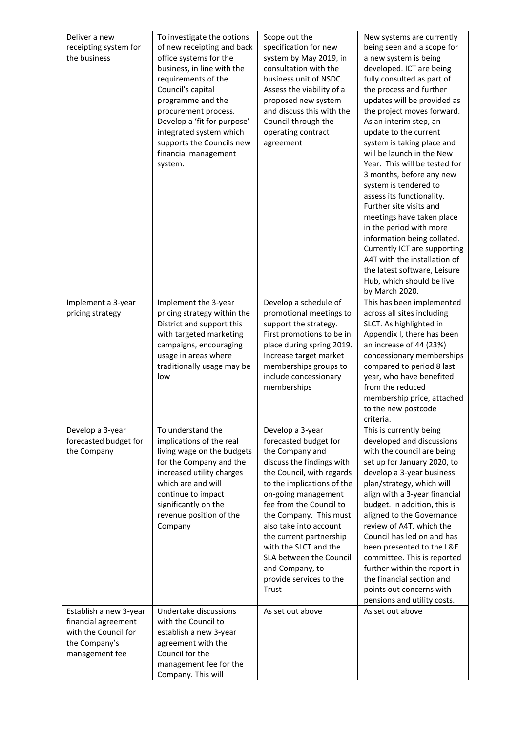| Deliver a new receipting system for the business | To investigate the options of new receipting and back office systems for the business, in line with the requirements of the Council's capital programme and the procurement process. Develop a 'fit for purpose' integrated system which supports the Councils new financial management system. | Scope out the specification for new system by May 2019, in consultation with the business unit of NSDC. Assess the viability of a proposed new system and discuss this with the Council through the operating contract agreement | New systems are currently being seen and a scope for a new system is being developed. ICT are being fully consulted as part of the process and further updates will be provided as the project moves forward. As an interim step, an update to the current system is taking place and will be launch in the New Year. This will be tested for 3 months, before any new system is tendered to assess its functionality. Further site visits and meetings have taken place in the period with more information being collated. Currently ICT are supporting A4T with the installation of the latest software, Leisure Hub, which should be live by March 2020. |
|---|---|---|---|
| Implement a 3-year pricing strategy | Implement the 3-year pricing strategy within the District and support this with targeted marketing campaigns, encouraging usage in areas where traditionally usage may be low | Develop a schedule of promotional meetings to support the strategy. First promotions to be in place during spring 2019. Increase target market memberships groups to include concessionary memberships | This has been implemented across all sites including SLCT. As highlighted in Appendix I, there has been an increase of 44 (23%) concessionary memberships compared to period 8 last year, who have benefited from the reduced membership price, attached to the new postcode criteria. |
| Develop a 3-year forecasted budget for the Company | To understand the implications of the real living wage on the budgets for the Company and the increased utility charges which are and will continue to impact significantly on the revenue position of the Company | Develop a 3-year forecasted budget for the Company and discuss the findings with the Council, with regards to the implications of the on-going management fee from the Council to the Company. This must also take into account the current partnership with the SLCT and the SLA between the Council and Company, to provide services to the Trust | This is currently being developed and discussions with the council are being set up for January 2020, to develop a 3-year business plan/strategy, which will align with a 3-year financial budget. In addition, this is aligned to the Governance review of A4T, which the Council has led on and has been presented to the L&E committee. This is reported further within the report in the financial section and points out concerns with pensions and utility costs. |
| Establish a new 3-year financial agreement with the Council for the Company's management fee | Undertake discussions with the Council to establish a new 3-year agreement with the Council for the management fee for the Company. This will | As set out above | As set out above |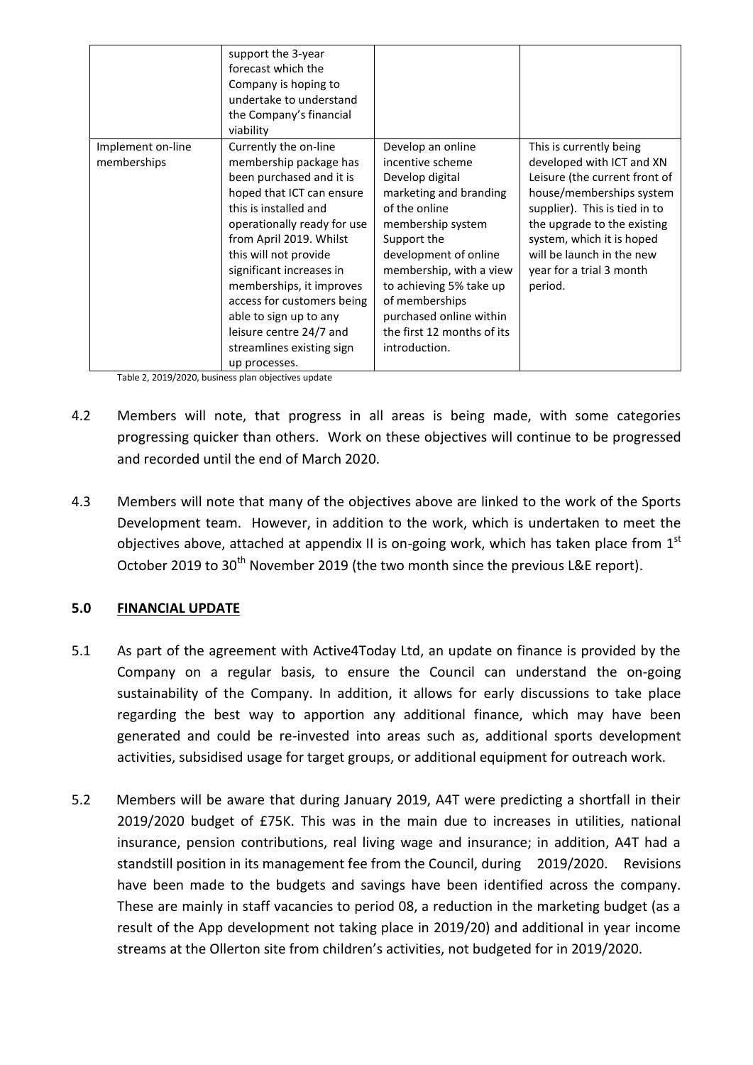| | | | |
|---|---|---|---|
| | support the 3-year forecast which the Company is hoping to undertake to understand the Company's financial viability | | |
| Implement on-line memberships | Currently the on-line membership package has been purchased and it is hoped that ICT can ensure this is installed and operationally ready for use from April 2019. Whilst this will not provide significant increases in memberships, it improves access for customers being able to sign up to any leisure centre 24/7 and streamlines existing sign up processes. | Develop an online incentive scheme<br>Develop digital marketing and branding of the online membership system<br>Support the development of online membership, with a view to achieving 5% take up of memberships purchased online within the first 12 months of its introduction. | This is currently being developed with ICT and XN Leisure (the current front of house/memberships system supplier). This is tied in to the upgrade to the existing system, which it is hoped will be launch in the new year for a trial 3 month period. |

Table 2, 2019/2020, business plan objectives update

4.2 Members will note, that progress in all areas is being made, with some categories progressing quicker than others. Work on these objectives will continue to be progressed and recorded until the end of March 2020.

4.3 Members will note that many of the objectives above are linked to the work of the Sports Development team. However, in addition to the work, which is undertaken to meet the objectives above, attached at appendix II is on-going work, which has taken place from 1st October 2019 to 30th November 2019 (the two month since the previous L&E report).

## 5.0 FINANCIAL UPDATE

5.1 As part of the agreement with Active4Today Ltd, an update on finance is provided by the Company on a regular basis, to ensure the Council can understand the on-going sustainability of the Company. In addition, it allows for early discussions to take place regarding the best way to apportion any additional finance, which may have been generated and could be re-invested into areas such as, additional sports development activities, subsidised usage for target groups, or additional equipment for outreach work.

5.2 Members will be aware that during January 2019, A4T were predicting a shortfall in their 2019/2020 budget of £75K. This was in the main due to increases in utilities, national insurance, pension contributions, real living wage and insurance; in addition, A4T had a standstill position in its management fee from the Council, during 2019/2020. Revisions have been made to the budgets and savings have been identified across the company. These are mainly in staff vacancies to period 08, a reduction in the marketing budget (as a result of the App development not taking place in 2019/20) and additional in year income streams at the Ollerton site from children's activities, not budgeted for in 2019/2020.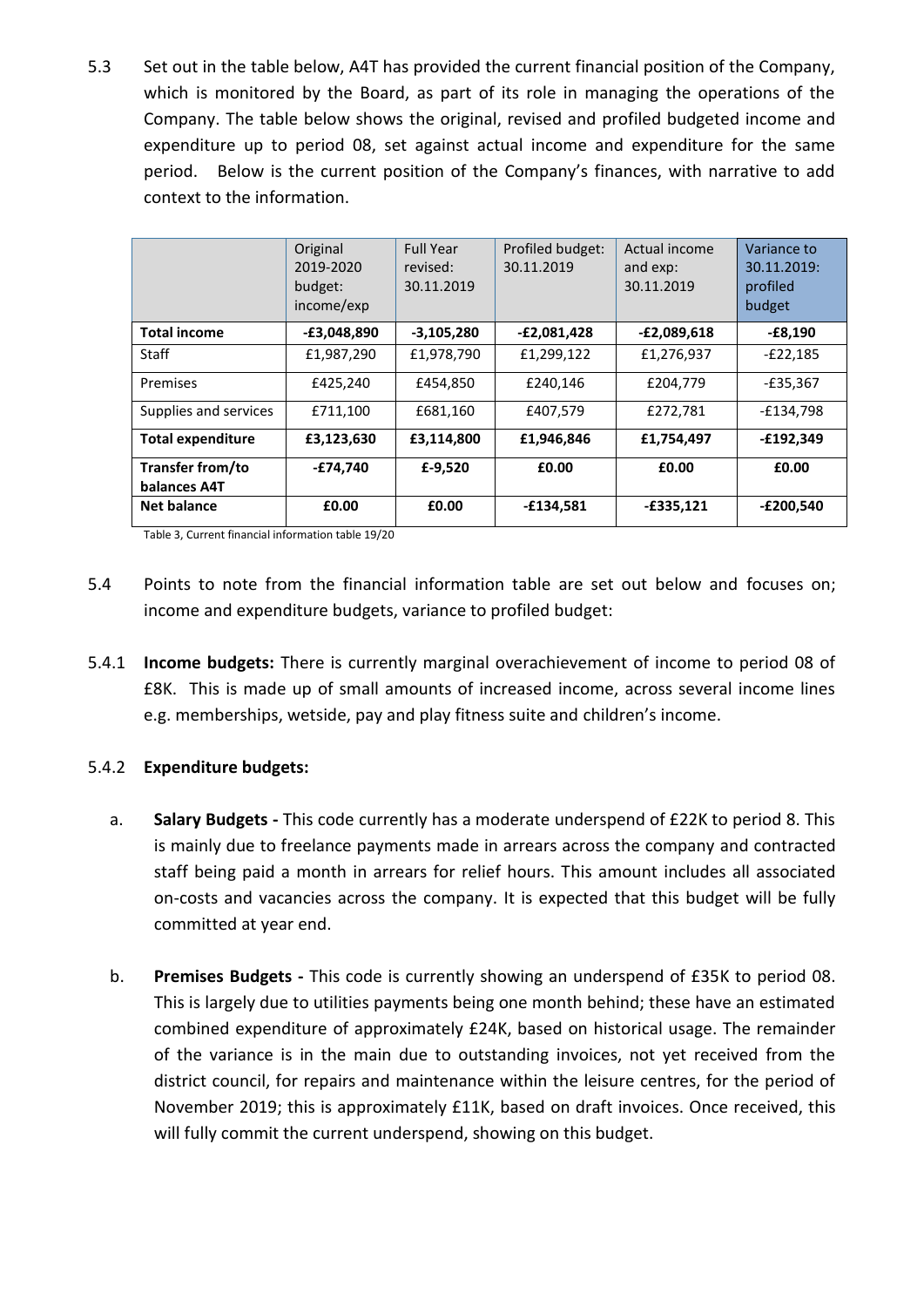5.3 Set out in the table below, A4T has provided the current financial position of the Company, which is monitored by the Board, as part of its role in managing the operations of the Company. The table below shows the original, revised and profiled budgeted income and expenditure up to period 08, set against actual income and expenditure for the same period. Below is the current position of the Company's finances, with narrative to add context to the information.

| | Original 2019-2020 budget: income/exp | Full Year revised: 30.11.2019 | Profiled budget: 30.11.2019 | Actual income and exp: 30.11.2019 | Variance to 30.11.2019: profiled budget |
|---|---|---|---|---|---|
| **Total income** | **-£3,048,890** | **-3,105,280** | **-£2,081,428** | **-£2,089,618** | **-£8,190** |
| Staff | £1,987,290 | £1,978,790 | £1,299,122 | £1,276,937 | -£22,185 |
| Premises | £425,240 | £454,850 | £240,146 | £204,779 | -£35,367 |
| Supplies and services | £711,100 | £681,160 | £407,579 | £272,781 | -£134,798 |
| **Total expenditure** | **£3,123,630** | **£3,114,800** | **£1,946,846** | **£1,754,497** | **-£192,349** |
| **Transfer from/to balances A4T** | **-£74,740** | **£-9,520** | **£0.00** | **£0.00** | **£0.00** |
| **Net balance** | **£0.00** | **£0.00** | **-£134,581** | **-£335,121** | **-£200,540** |

Table 3, Current financial information table 19/20

5.4 Points to note from the financial information table are set out below and focuses on; income and expenditure budgets, variance to profiled budget:

5.4.1 **Income budgets:** There is currently marginal overachievement of income to period 08 of £8K. This is made up of small amounts of increased income, across several income lines e.g. memberships, wetside, pay and play fitness suite and children's income.

5.4.2 **Expenditure budgets:**

a. **Salary Budgets -** This code currently has a moderate underspend of £22K to period 8. This is mainly due to freelance payments made in arrears across the company and contracted staff being paid a month in arrears for relief hours. This amount includes all associated on-costs and vacancies across the company. It is expected that this budget will be fully committed at year end.

b. **Premises Budgets -** This code is currently showing an underspend of £35K to period 08. This is largely due to utilities payments being one month behind; these have an estimated combined expenditure of approximately £24K, based on historical usage. The remainder of the variance is in the main due to outstanding invoices, not yet received from the district council, for repairs and maintenance within the leisure centres, for the period of November 2019; this is approximately £11K, based on draft invoices. Once received, this will fully commit the current underspend, showing on this budget.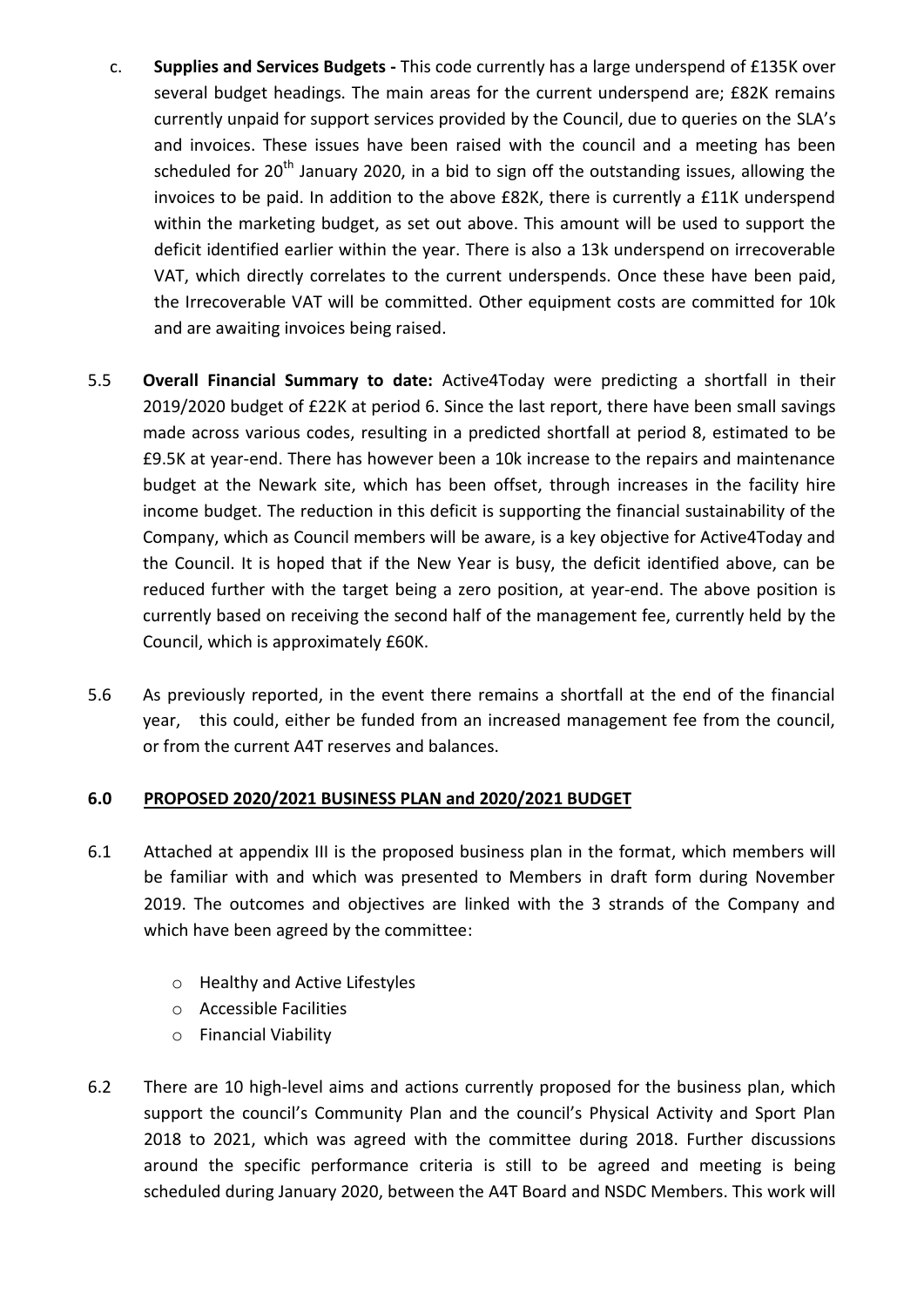c. **Supplies and Services Budgets -** This code currently has a large underspend of £135K over several budget headings. The main areas for the current underspend are; £82K remains currently unpaid for support services provided by the Council, due to queries on the SLA's and invoices. These issues have been raised with the council and a meeting has been scheduled for 20th January 2020, in a bid to sign off the outstanding issues, allowing the invoices to be paid. In addition to the above £82K, there is currently a £11K underspend within the marketing budget, as set out above. This amount will be used to support the deficit identified earlier within the year. There is also a 13k underspend on irrecoverable VAT, which directly correlates to the current underspends. Once these have been paid, the Irrecoverable VAT will be committed. Other equipment costs are committed for 10k and are awaiting invoices being raised.

5.5 **Overall Financial Summary to date:** Active4Today were predicting a shortfall in their 2019/2020 budget of £22K at period 6. Since the last report, there have been small savings made across various codes, resulting in a predicted shortfall at period 8, estimated to be £9.5K at year-end. There has however been a 10k increase to the repairs and maintenance budget at the Newark site, which has been offset, through increases in the facility hire income budget. The reduction in this deficit is supporting the financial sustainability of the Company, which as Council members will be aware, is a key objective for Active4Today and the Council. It is hoped that if the New Year is busy, the deficit identified above, can be reduced further with the target being a zero position, at year-end. The above position is currently based on receiving the second half of the management fee, currently held by the Council, which is approximately £60K.

5.6 As previously reported, in the event there remains a shortfall at the end of the financial year, this could, either be funded from an increased management fee from the council, or from the current A4T reserves and balances.

## 6.0 PROPOSED 2020/2021 BUSINESS PLAN and 2020/2021 BUDGET

6.1 Attached at appendix III is the proposed business plan in the format, which members will be familiar with and which was presented to Members in draft form during November 2019. The outcomes and objectives are linked with the 3 strands of the Company and which have been agreed by the committee:

- Healthy and Active Lifestyles
- Accessible Facilities
- Financial Viability

6.2 There are 10 high-level aims and actions currently proposed for the business plan, which support the council's Community Plan and the council's Physical Activity and Sport Plan 2018 to 2021, which was agreed with the committee during 2018. Further discussions around the specific performance criteria is still to be agreed and meeting is being scheduled during January 2020, between the A4T Board and NSDC Members. This work will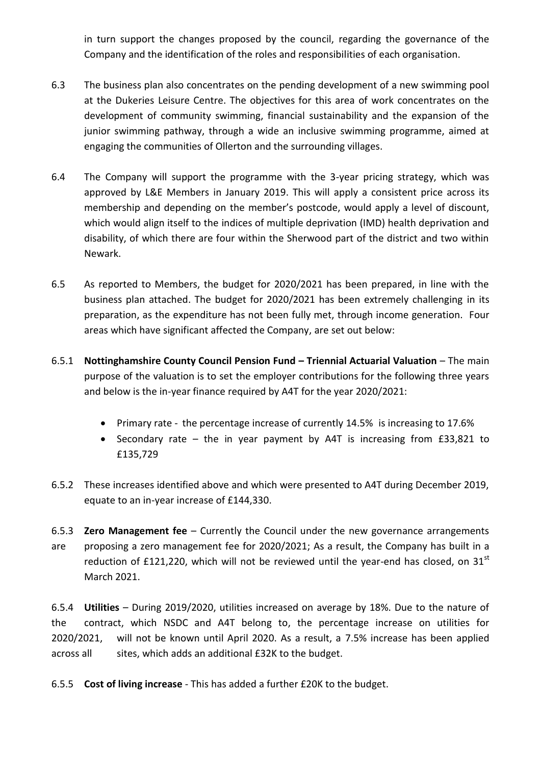in turn support the changes proposed by the council, regarding the governance of the Company and the identification of the roles and responsibilities of each organisation.

6.3 The business plan also concentrates on the pending development of a new swimming pool at the Dukeries Leisure Centre. The objectives for this area of work concentrates on the development of community swimming, financial sustainability and the expansion of the junior swimming pathway, through a wide an inclusive swimming programme, aimed at engaging the communities of Ollerton and the surrounding villages.

6.4 The Company will support the programme with the 3-year pricing strategy, which was approved by L&E Members in January 2019. This will apply a consistent price across its membership and depending on the member's postcode, would apply a level of discount, which would align itself to the indices of multiple deprivation (IMD) health deprivation and disability, of which there are four within the Sherwood part of the district and two within Newark.

6.5 As reported to Members, the budget for 2020/2021 has been prepared, in line with the business plan attached. The budget for 2020/2021 has been extremely challenging in its preparation, as the expenditure has not been fully met, through income generation. Four areas which have significant affected the Company, are set out below:

6.5.1 **Nottinghamshire County Council Pension Fund – Triennial Actuarial Valuation** – The main purpose of the valuation is to set the employer contributions for the following three years and below is the in-year finance required by A4T for the year 2020/2021:

- Primary rate - the percentage increase of currently 14.5% is increasing to 17.6%
- Secondary rate – the in year payment by A4T is increasing from £33,821 to £135,729

6.5.2 These increases identified above and which were presented to A4T during December 2019, equate to an in-year increase of £144,330.

6.5.3 **Zero Management fee** – Currently the Council under the new governance arrangements are proposing a zero management fee for 2020/2021; As a result, the Company has built in a reduction of £121,220, which will not be reviewed until the year-end has closed, on 31st March 2021.

6.5.4 **Utilities** – During 2019/2020, utilities increased on average by 18%. Due to the nature of the contract, which NSDC and A4T belong to, the percentage increase on utilities for 2020/2021, will not be known until April 2020. As a result, a 7.5% increase has been applied across all sites, which adds an additional £32K to the budget.

6.5.5 **Cost of living increase** - This has added a further £20K to the budget.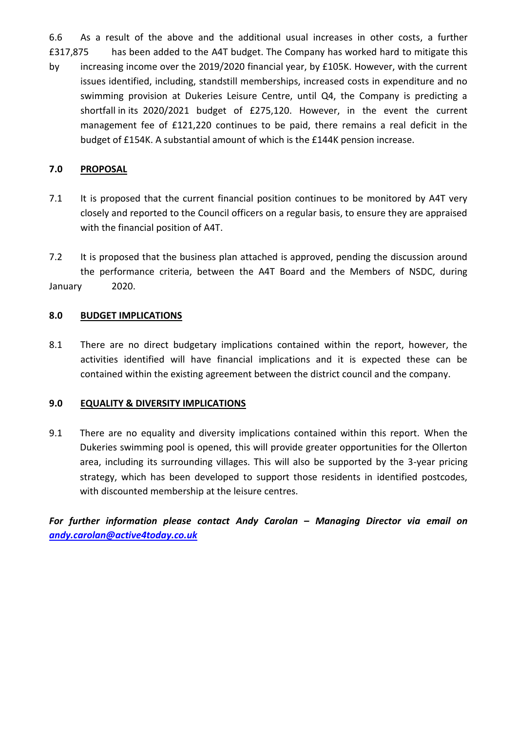6.6 As a result of the above and the additional usual increases in other costs, a further £317,875 has been added to the A4T budget. The Company has worked hard to mitigate this by increasing income over the 2019/2020 financial year, by £105K. However, with the current issues identified, including, standstill memberships, increased costs in expenditure and no swimming provision at Dukeries Leisure Centre, until Q4, the Company is predicting a shortfall in its 2020/2021 budget of £275,120. However, in the event the current management fee of £121,220 continues to be paid, there remains a real deficit in the budget of £154K. A substantial amount of which is the £144K pension increase.

## 7.0 PROPOSAL

7.1 It is proposed that the current financial position continues to be monitored by A4T very closely and reported to the Council officers on a regular basis, to ensure they are appraised with the financial position of A4T.

7.2 It is proposed that the business plan attached is approved, pending the discussion around the performance criteria, between the A4T Board and the Members of NSDC, during January 2020.

## 8.0 BUDGET IMPLICATIONS

8.1 There are no direct budgetary implications contained within the report, however, the activities identified will have financial implications and it is expected these can be contained within the existing agreement between the district council and the company.

## 9.0 EQUALITY & DIVERSITY IMPLICATIONS

9.1 There are no equality and diversity implications contained within this report. When the Dukeries swimming pool is opened, this will provide greater opportunities for the Ollerton area, including its surrounding villages. This will also be supported by the 3-year pricing strategy, which has been developed to support those residents in identified postcodes, with discounted membership at the leisure centres.

***For further information please contact Andy Carolan – Managing Director via email on [andy.carolan@active4today.co.uk](mailto:andy.carolan@active4today.co.uk)***